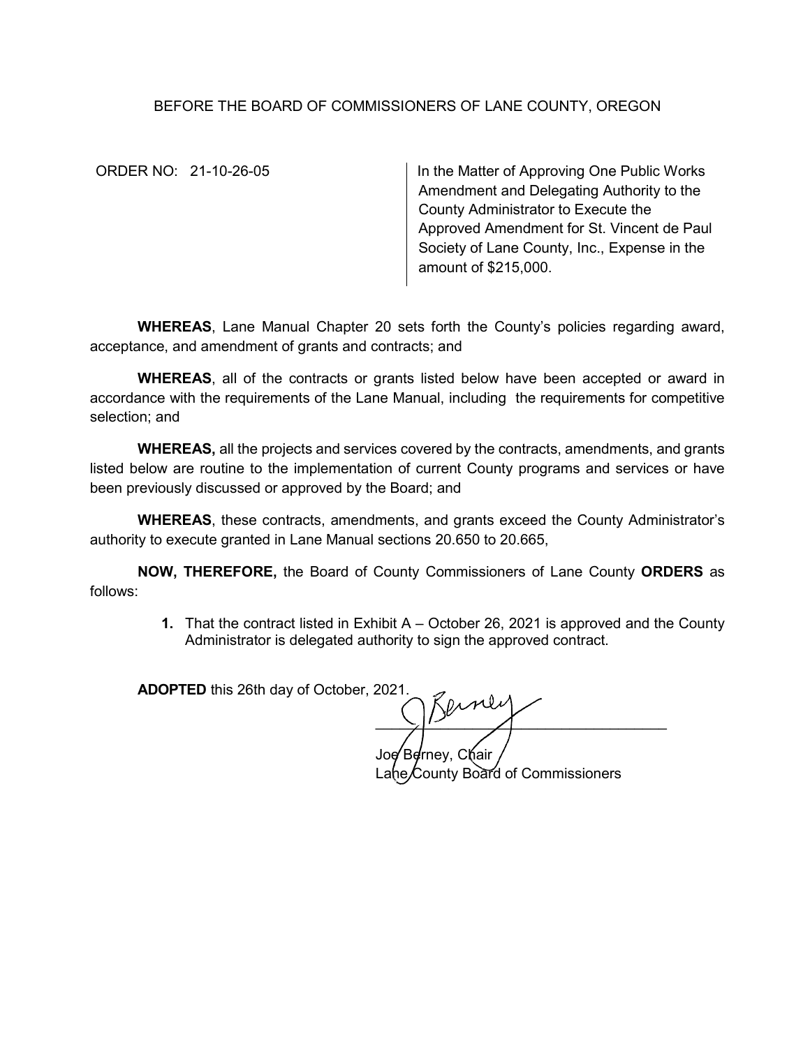BEFORE THE BOARD OF COMMISSIONERS OF LANE COUNTY, OREGON

ORDER NO: 21-10-26-05

In the Matter of Approving One Public Works Amendment and Delegating Authority to the County Administrator to Execute the Approved Amendment for St. Vincent de Paul Society of Lane County, Inc., Expense in the amount of $215,000.

**WHEREAS**, Lane Manual Chapter 20 sets forth the County's policies regarding award, acceptance, and amendment of grants and contracts; and

**WHEREAS**, all of the contracts or grants listed below have been accepted or award in accordance with the requirements of the Lane Manual, including the requirements for competitive selection; and

**WHEREAS,** all the projects and services covered by the contracts, amendments, and grants listed below are routine to the implementation of current County programs and services or have been previously discussed or approved by the Board; and

**WHEREAS**, these contracts, amendments, and grants exceed the County Administrator's authority to execute granted in Lane Manual sections 20.650 to 20.665,

**NOW, THEREFORE,** the Board of County Commissioners of Lane County **ORDERS** as follows:

1. That the contract listed in Exhibit A – October 26, 2021 is approved and the County Administrator is delegated authority to sign the approved contract.

**ADOPTED** this 26th day of October, 2021.

Joe Berney, Chair
Lane County Board of Commissioners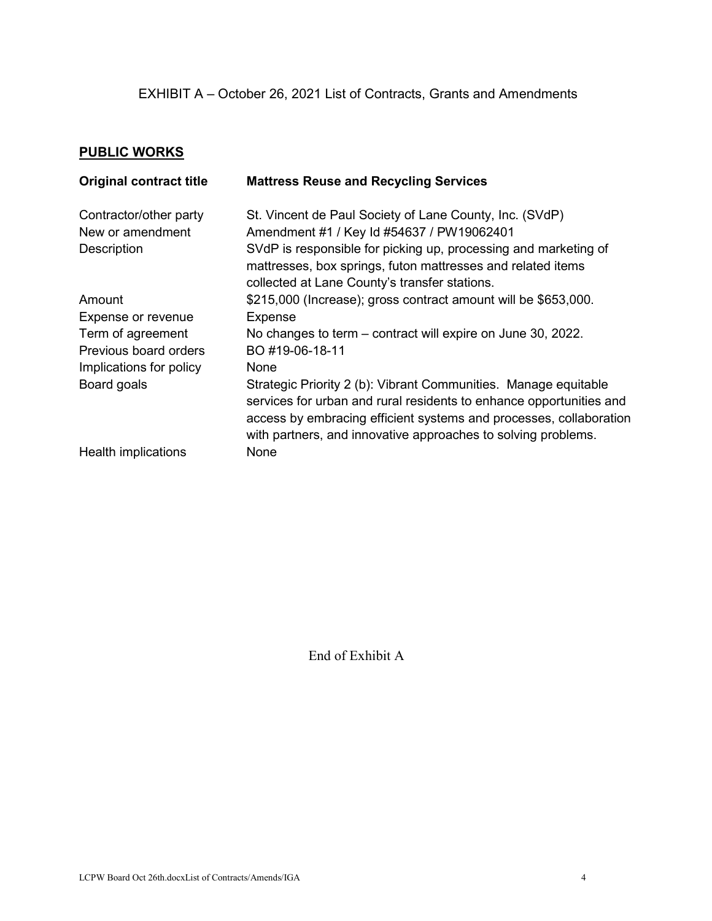EXHIBIT A – October 26, 2021 List of Contracts, Grants and Amendments

## PUBLIC WORKS

| | |
|---|---|
| **Original contract title** | **Mattress Reuse and Recycling Services** |
| Contractor/other party | St. Vincent de Paul Society of Lane County, Inc. (SVdP) |
| New or amendment | Amendment #1 / Key Id #54637 / PW19062401 |
| Description | SVdP is responsible for picking up, processing and marketing of mattresses, box springs, futon mattresses and related items collected at Lane County's transfer stations. |
| Amount | $215,000 (Increase); gross contract amount will be $653,000. |
| Expense or revenue | Expense |
| Term of agreement | No changes to term – contract will expire on June 30, 2022. |
| Previous board orders | BO #19-06-18-11 |
| Implications for policy | None |
| Board goals | Strategic Priority 2 (b): Vibrant Communities. Manage equitable services for urban and rural residents to enhance opportunities and access by embracing efficient systems and processes, collaboration with partners, and innovative approaches to solving problems. |
| Health implications | None |

End of Exhibit A